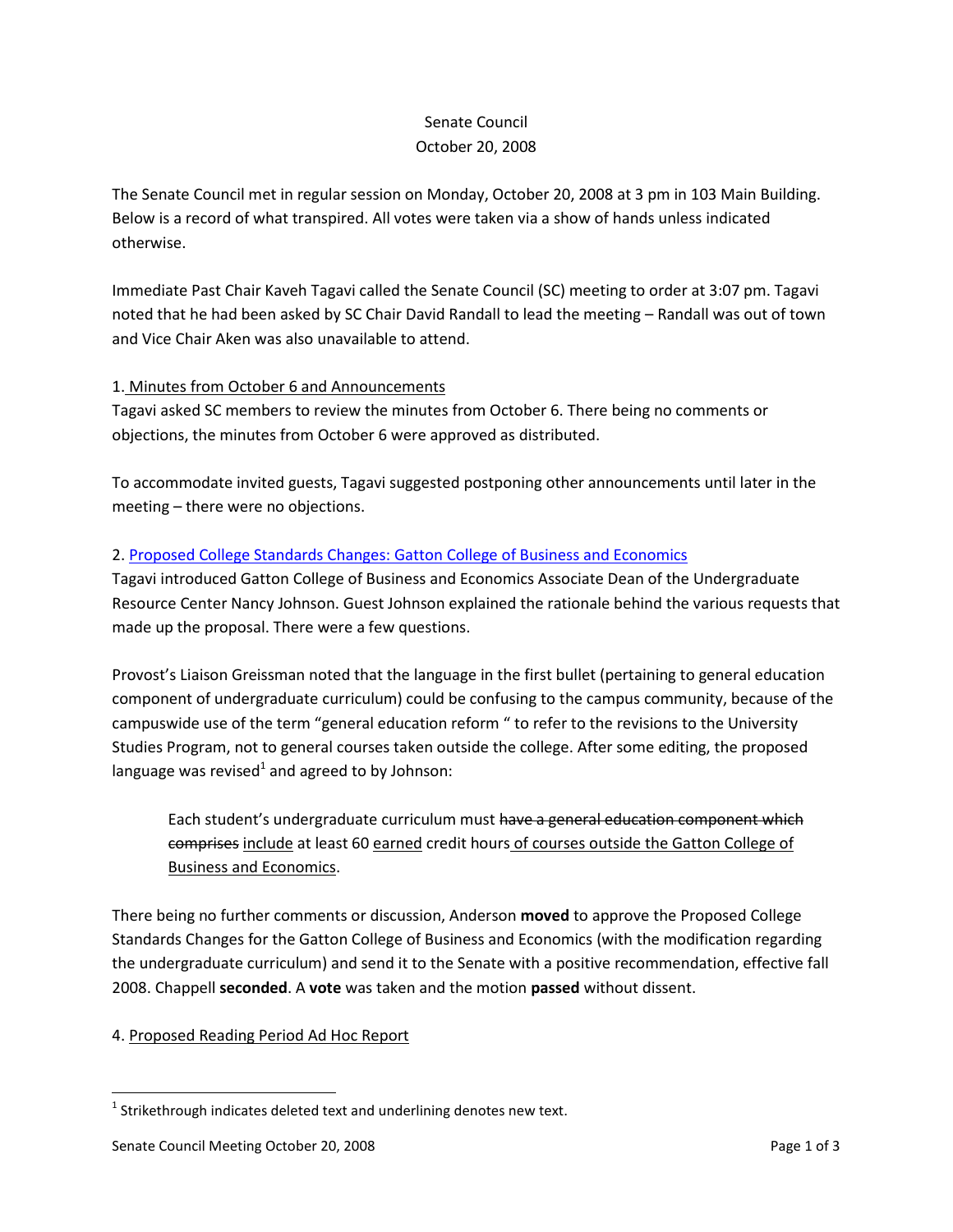Senate Council

October 20, 2008

The Senate Council met in regular session on Monday, October 20, 2008 at 3 pm in 103 Main Building. Below is a record of what transpired. All votes were taken via a show of hands unless indicated otherwise.

Immediate Past Chair Kaveh Tagavi called the Senate Council (SC) meeting to order at 3:07 pm. Tagavi noted that he had been asked by SC Chair David Randall to lead the meeting – Randall was out of town and Vice Chair Aken was also unavailable to attend.

1. Minutes from October 6 and Announcements

Tagavi asked SC members to review the minutes from October 6. There being no comments or objections, the minutes from October 6 were approved as distributed.

To accommodate invited guests, Tagavi suggested postponing other announcements until later in the meeting – there were no objections.

2. Proposed College Standards Changes: Gatton College of Business and Economics

Tagavi introduced Gatton College of Business and Economics Associate Dean of the Undergraduate Resource Center Nancy Johnson. Guest Johnson explained the rationale behind the various requests that made up the proposal. There were a few questions.

Provost's Liaison Greissman noted that the language in the first bullet (pertaining to general education component of undergraduate curriculum) could be confusing to the campus community, because of the campuswide use of the term "general education reform " to refer to the revisions to the University Studies Program, not to general courses taken outside the college. After some editing, the proposed language was revised[1] and agreed to by Johnson:

> Each student's undergraduate curriculum must ~~have a general education component which comprises~~ <u>include</u> at least 60 <u>earned</u> credit hours <u>of courses outside the Gatton College of Business and Economics</u>.

There being no further comments or discussion, Anderson **moved** to approve the Proposed College Standards Changes for the Gatton College of Business and Economics (with the modification regarding the undergraduate curriculum) and send it to the Senate with a positive recommendation, effective fall 2008. Chappell **seconded**. A **vote** was taken and the motion **passed** without dissent.

4. Proposed Reading Period Ad Hoc Report

[1] Strikethrough indicates deleted text and underlining denotes new text.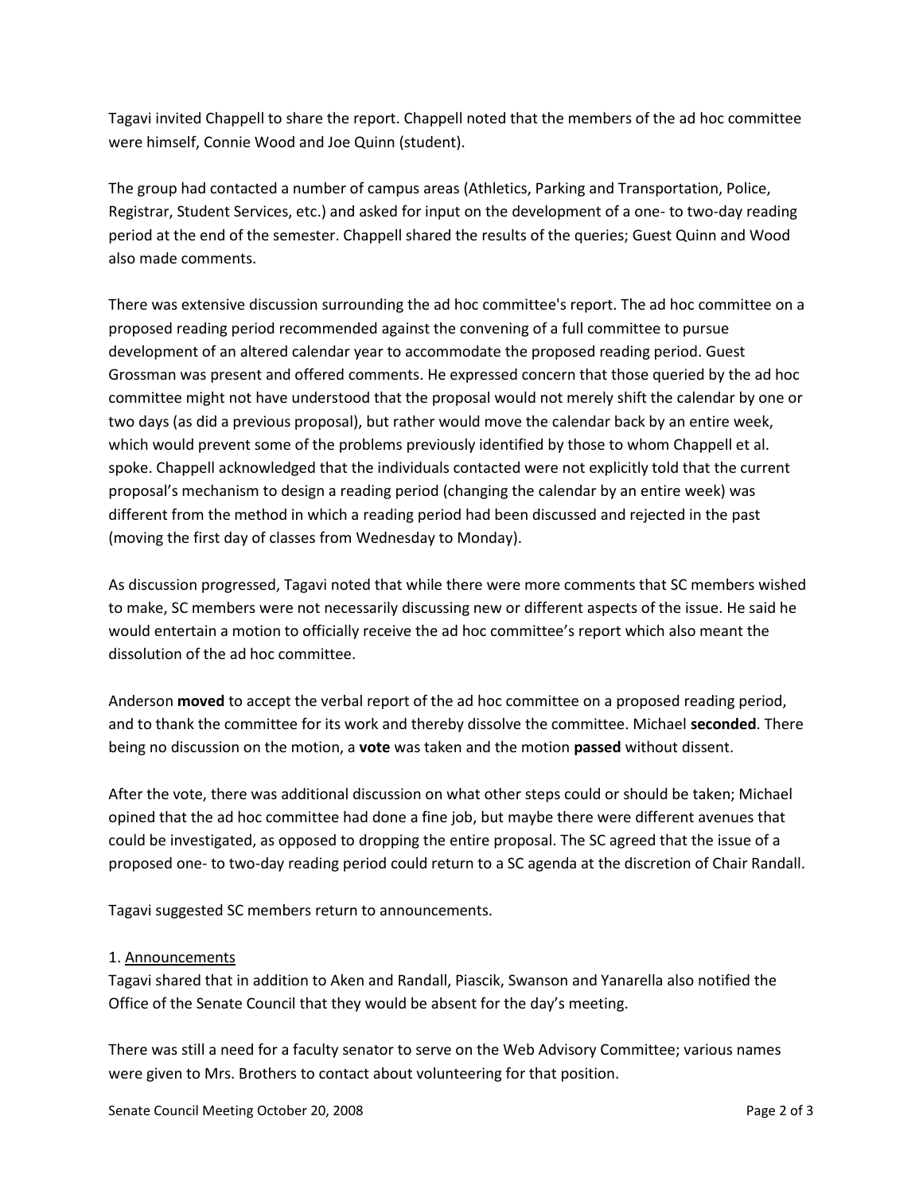Tagavi invited Chappell to share the report. Chappell noted that the members of the ad hoc committee were himself, Connie Wood and Joe Quinn (student).

The group had contacted a number of campus areas (Athletics, Parking and Transportation, Police, Registrar, Student Services, etc.) and asked for input on the development of a one- to two-day reading period at the end of the semester. Chappell shared the results of the queries; Guest Quinn and Wood also made comments.

There was extensive discussion surrounding the ad hoc committee's report. The ad hoc committee on a proposed reading period recommended against the convening of a full committee to pursue development of an altered calendar year to accommodate the proposed reading period. Guest Grossman was present and offered comments. He expressed concern that those queried by the ad hoc committee might not have understood that the proposal would not merely shift the calendar by one or two days (as did a previous proposal), but rather would move the calendar back by an entire week, which would prevent some of the problems previously identified by those to whom Chappell et al. spoke. Chappell acknowledged that the individuals contacted were not explicitly told that the current proposal's mechanism to design a reading period (changing the calendar by an entire week) was different from the method in which a reading period had been discussed and rejected in the past (moving the first day of classes from Wednesday to Monday).

As discussion progressed, Tagavi noted that while there were more comments that SC members wished to make, SC members were not necessarily discussing new or different aspects of the issue. He said he would entertain a motion to officially receive the ad hoc committee's report which also meant the dissolution of the ad hoc committee.

Anderson **moved** to accept the verbal report of the ad hoc committee on a proposed reading period, and to thank the committee for its work and thereby dissolve the committee. Michael **seconded**. There being no discussion on the motion, a **vote** was taken and the motion **passed** without dissent.

After the vote, there was additional discussion on what other steps could or should be taken; Michael opined that the ad hoc committee had done a fine job, but maybe there were different avenues that could be investigated, as opposed to dropping the entire proposal. The SC agreed that the issue of a proposed one- to two-day reading period could return to a SC agenda at the discretion of Chair Randall.

Tagavi suggested SC members return to announcements.

1. Announcements

Tagavi shared that in addition to Aken and Randall, Piascik, Swanson and Yanarella also notified the Office of the Senate Council that they would be absent for the day's meeting.

There was still a need for a faculty senator to serve on the Web Advisory Committee; various names were given to Mrs. Brothers to contact about volunteering for that position.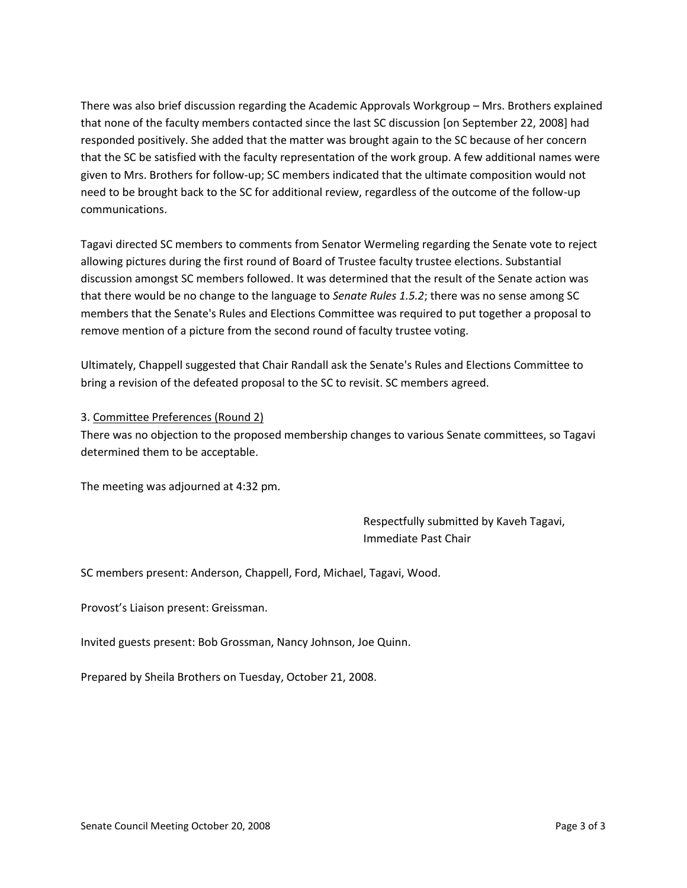There was also brief discussion regarding the Academic Approvals Workgroup – Mrs. Brothers explained that none of the faculty members contacted since the last SC discussion [on September 22, 2008] had responded positively. She added that the matter was brought again to the SC because of her concern that the SC be satisfied with the faculty representation of the work group. A few additional names were given to Mrs. Brothers for follow-up; SC members indicated that the ultimate composition would not need to be brought back to the SC for additional review, regardless of the outcome of the follow-up communications.

Tagavi directed SC members to comments from Senator Wermeling regarding the Senate vote to reject allowing pictures during the first round of Board of Trustee faculty trustee elections. Substantial discussion amongst SC members followed. It was determined that the result of the Senate action was that there would be no change to the language to *Senate Rules 1.5.2*; there was no sense among SC members that the Senate's Rules and Elections Committee was required to put together a proposal to remove mention of a picture from the second round of faculty trustee voting.

Ultimately, Chappell suggested that Chair Randall ask the Senate's Rules and Elections Committee to bring a revision of the defeated proposal to the SC to revisit. SC members agreed.

3. Committee Preferences (Round 2)

There was no objection to the proposed membership changes to various Senate committees, so Tagavi determined them to be acceptable.

The meeting was adjourned at 4:32 pm.

Respectfully submitted by Kaveh Tagavi,
Immediate Past Chair

SC members present: Anderson, Chappell, Ford, Michael, Tagavi, Wood.

Provost's Liaison present: Greissman.

Invited guests present: Bob Grossman, Nancy Johnson, Joe Quinn.

Prepared by Sheila Brothers on Tuesday, October 21, 2008.